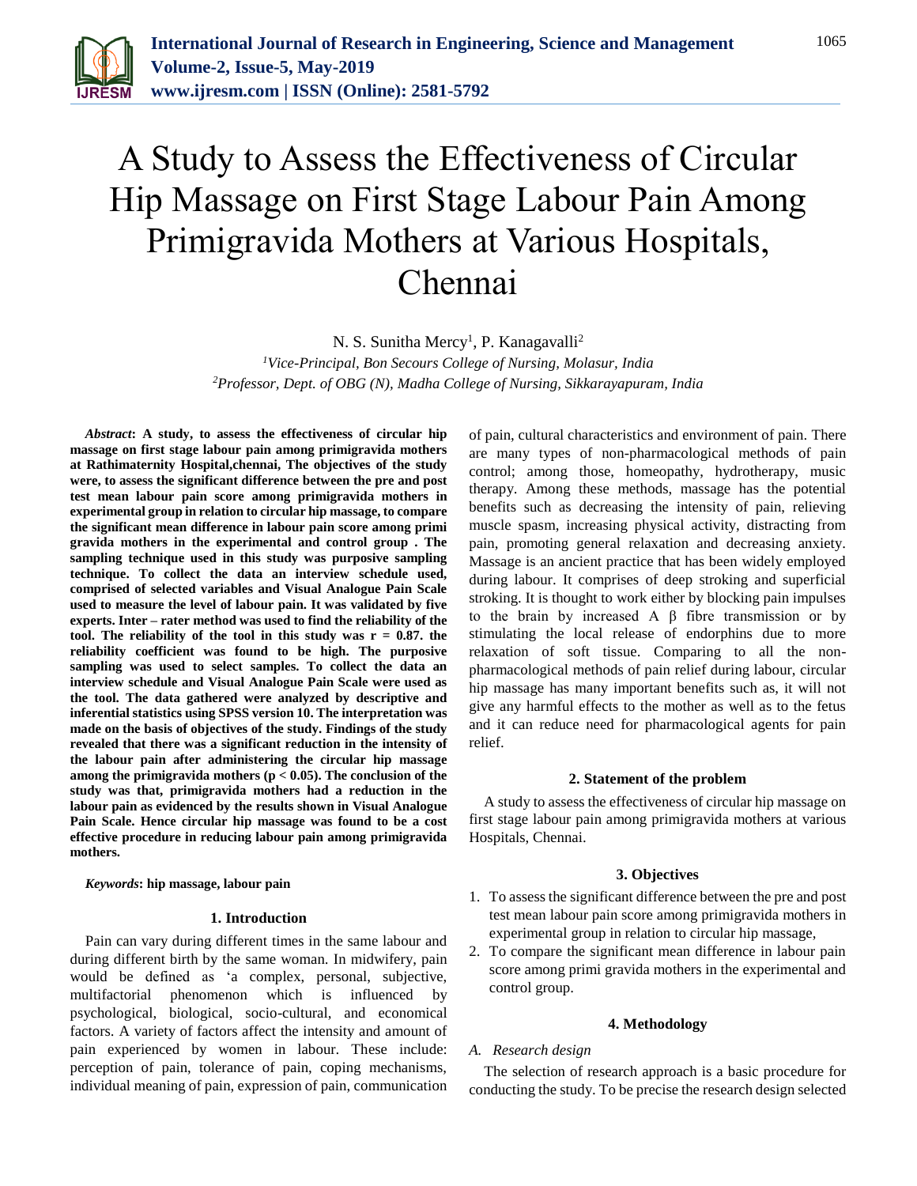# A Study to Assess the Effectiveness of Circular Hip Massage on First Stage Labour Pain Among Primigravida Mothers at Various Hospitals, Chennai

N. S. Sunitha Mercy[1], P. Kanagavalli[2]

[1]*Vice-Principal, Bon Secours College of Nursing, Molasur, India*
[2]*Professor, Dept. of OBG (N), Madha College of Nursing, Sikkarayapuram, India*

***Abstract*: A study, to assess the effectiveness of circular hip massage on first stage labour pain among primigravida mothers at Rathimaternity Hospital,chennai, The objectives of the study were, to assess the significant difference between the pre and post test mean labour pain score among primigravida mothers in experimental group in relation to circular hip massage, to compare the significant mean difference in labour pain score among primi gravida mothers in the experimental and control group . The sampling technique used in this study was purposive sampling technique. To collect the data an interview schedule used, comprised of selected variables and Visual Analogue Pain Scale used to measure the level of labour pain. It was validated by five experts. Inter – rater method was used to find the reliability of the tool. The reliability of the tool in this study was r = 0.87. the reliability coefficient was found to be high. The purposive sampling was used to select samples. To collect the data an interview schedule and Visual Analogue Pain Scale were used as the tool. The data gathered were analyzed by descriptive and inferential statistics using SPSS version 10. The interpretation was made on the basis of objectives of the study. Findings of the study revealed that there was a significant reduction in the intensity of the labour pain after administering the circular hip massage among the primigravida mothers ($p < 0.05$). The conclusion of the study was that, primigravida mothers had a reduction in the labour pain as evidenced by the results shown in Visual Analogue Pain Scale. Hence circular hip massage was found to be a cost effective procedure in reducing labour pain among primigravida mothers.**

***Keywords*: hip massage, labour pain**

## 1. Introduction

Pain can vary during different times in the same labour and during different birth by the same woman. In midwifery, pain would be defined as 'a complex, personal, subjective, multifactorial phenomenon which is influenced by psychological, biological, socio-cultural, and economical factors. A variety of factors affect the intensity and amount of pain experienced by women in labour. These include: perception of pain, tolerance of pain, coping mechanisms, individual meaning of pain, expression of pain, communication of pain, cultural characteristics and environment of pain. There are many types of non-pharmacological methods of pain control; among those, homeopathy, hydrotherapy, music therapy. Among these methods, massage has the potential benefits such as decreasing the intensity of pain, relieving muscle spasm, increasing physical activity, distracting from pain, promoting general relaxation and decreasing anxiety. Massage is an ancient practice that has been widely employed during labour. It comprises of deep stroking and superficial stroking. It is thought to work either by blocking pain impulses to the brain by increased A β fibre transmission or by stimulating the local release of endorphins due to more relaxation of soft tissue. Comparing to all the non-pharmacological methods of pain relief during labour, circular hip massage has many important benefits such as, it will not give any harmful effects to the mother as well as to the fetus and it can reduce need for pharmacological agents for pain relief.

## 2. Statement of the problem

A study to assess the effectiveness of circular hip massage on first stage labour pain among primigravida mothers at various Hospitals, Chennai.

## 3. Objectives

1. To assess the significant difference between the pre and post test mean labour pain score among primigravida mothers in experimental group in relation to circular hip massage,
2. To compare the significant mean difference in labour pain score among primi gravida mothers in the experimental and control group.

## 4. Methodology

### *A. Research design*

The selection of research approach is a basic procedure for conducting the study. To be precise the research design selected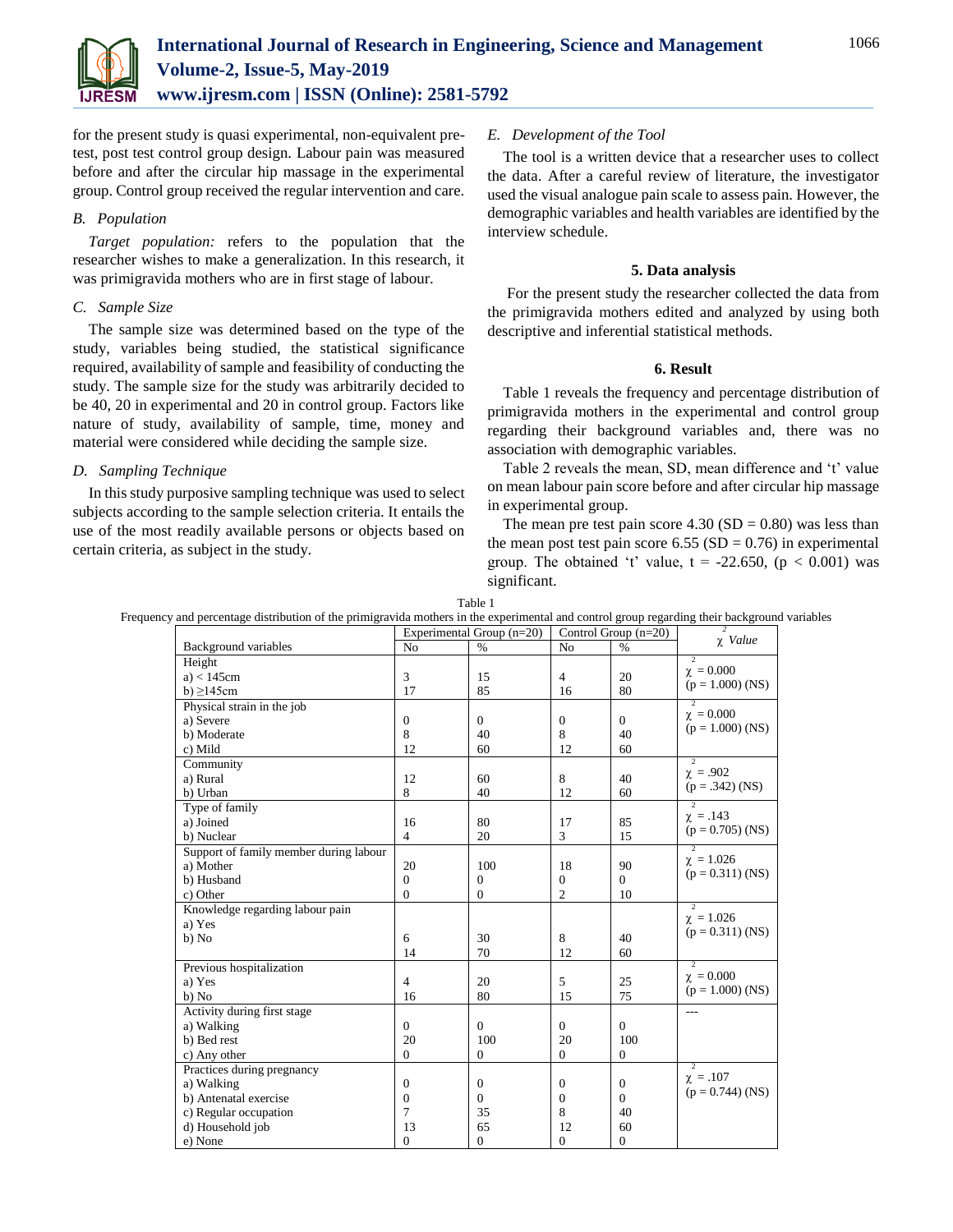for the present study is quasi experimental, non-equivalent pre-test, post test control group design. Labour pain was measured before and after the circular hip massage in the experimental group. Control group received the regular intervention and care.

### B. Population

*Target population:* refers to the population that the researcher wishes to make a generalization. In this research, it was primigravida mothers who are in first stage of labour.

### C. Sample Size

The sample size was determined based on the type of the study, variables being studied, the statistical significance required, availability of sample and feasibility of conducting the study. The sample size for the study was arbitrarily decided to be 40, 20 in experimental and 20 in control group. Factors like nature of study, availability of sample, time, money and material were considered while deciding the sample size.

### D. Sampling Technique

In this study purposive sampling technique was used to select subjects according to the sample selection criteria. It entails the use of the most readily available persons or objects based on certain criteria, as subject in the study.

### E. Development of the Tool

The tool is a written device that a researcher uses to collect the data. After a careful review of literature, the investigator used the visual analogue pain scale to assess pain. However, the demographic variables and health variables are identified by the interview schedule.

## 5. Data analysis

For the present study the researcher collected the data from the primigravida mothers edited and analyzed by using both descriptive and inferential statistical methods.

## 6. Result

Table 1 reveals the frequency and percentage distribution of primigravida mothers in the experimental and control group regarding their background variables and, there was no association with demographic variables.

Table 2 reveals the mean, SD, mean difference and 't' value on mean labour pain score before and after circular hip massage in experimental group.

The mean pre test pain score 4.30 (SD = 0.80) was less than the mean post test pain score 6.55 (SD = 0.76) in experimental group. The obtained 't' value, t = -22.650, ($p < 0.001$) was significant.

Table 1
Frequency and percentage distribution of the primigravida mothers in the experimental and control group regarding their background variables

| Background variables | Experimental Group (n=20) | | Control Group (n=20) | | $\chi^2$ Value |
|---|---|---|---|---|---|
| | No | % | No | % | |
| **Height** | | | | | $\chi^2 = 0.000$ ($p = 1.000$) (NS) |
| a) < 145cm | 3 | 15 | 4 | 20 | |
| b) ≥145cm | 17 | 85 | 16 | 80 | |
| **Physical strain in the job** | | | | | $\chi^2 = 0.000$ ($p = 1.000$) (NS) |
| a) Severe | 0 | 0 | 0 | 0 | |
| b) Moderate | 8 | 40 | 8 | 40 | |
| c) Mild | 12 | 60 | 12 | 60 | |
| **Community** | | | | | $\chi^2 = .902$ ($p = .342$) (NS) |
| a) Rural | 12 | 60 | 8 | 40 | |
| b) Urban | 8 | 40 | 12 | 60 | |
| **Type of family** | | | | | $\chi^2 = .143$ ($p = 0.705$) (NS) |
| a) Joined | 16 | 80 | 17 | 85 | |
| b) Nuclear | 4 | 20 | 3 | 15 | |
| **Support of family member during labour** | | | | | $\chi^2 = 1.026$ ($p = 0.311$) (NS) |
| a) Mother | 20 | 100 | 18 | 90 | |
| b) Husband | 0 | 0 | 0 | 0 | |
| c) Other | 0 | 0 | 2 | 10 | |
| **Knowledge regarding labour pain** | | | | | $\chi^2 = 1.026$ ($p = 0.311$) (NS) |
| a) Yes | | | | | |
| b) No | 6 | 30 | 8 | 40 | |
| | 14 | 70 | 12 | 60 | |
| **Previous hospitalization** | | | | | $\chi^2 = 0.000$ ($p = 1.000$) (NS) |
| a) Yes | 4 | 20 | 5 | 25 | |
| b) No | 16 | 80 | 15 | 75 | |
| **Activity during first stage** | | | | | --- |
| a) Walking | 0 | 0 | 0 | 0 | |
| b) Bed rest | 20 | 100 | 20 | 100 | |
| c) Any other | 0 | 0 | 0 | 0 | |
| **Practices during pregnancy** | | | | | $\chi^2 = .107$ ($p = 0.744$) (NS) |
| a) Walking | 0 | 0 | 0 | 0 | |
| b) Antenatal exercise | 0 | 0 | 0 | 0 | |
| c) Regular occupation | 7 | 35 | 8 | 40 | |
| d) Household job | 13 | 65 | 12 | 60 | |
| e) None | 0 | 0 | 0 | 0 | |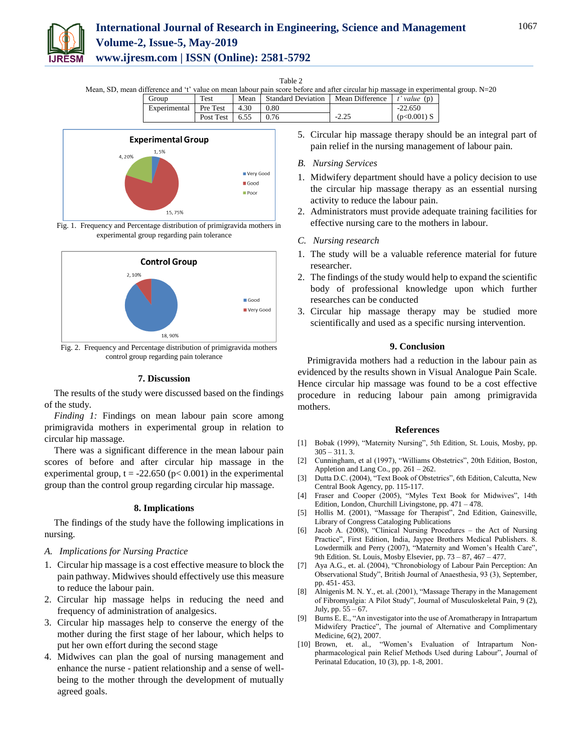Table 2

Mean, SD, mean difference and 't' value on mean labour pain score before and after circular hip massage in experimental group. N=20

| Group | Test | Mean | Standard Deviation | Mean Difference | *t' value* (p) |
|---|---|---|---|---|---|
| Experimental | Pre Test | 4.30 | 0.80 | | -22.650 |
| | Post Test | 6.55 | 0.76 | -2.25 | (p<0.001) S |

Experimental Group

1, 5%
4, 20%
15, 75%

Very Good
Good
Poor

Fig. 1. Frequency and Percentage distribution of primigravida mothers in experimental group regarding pain tolerance

Control Group

2, 10%
18, 90%

Good
Very Good

Fig. 2. Frequency and Percentage distribution of primigravida mothers control group regarding pain tolerance

## 7. Discussion

The results of the study were discussed based on the findings of the study.

*Finding 1:* Findings on mean labour pain score among primigravida mothers in experimental group in relation to circular hip massage.

There was a significant difference in the mean labour pain scores of before and after circular hip massage in the experimental group, $t = -22.650$ ($p < 0.001$) in the experimental group than the control group regarding circular hip massage.

## 8. Implications

The findings of the study have the following implications in nursing.

*A. Implications for Nursing Practice*

1. Circular hip massage is a cost effective measure to block the pain pathway. Midwives should effectively use this measure to reduce the labour pain.
2. Circular hip massage helps in reducing the need and frequency of administration of analgesics.
3. Circular hip massages help to conserve the energy of the mother during the first stage of her labour, which helps to put her own effort during the second stage
4. Midwives can plan the goal of nursing management and enhance the nurse - patient relationship and a sense of well-being to the mother through the development of mutually agreed goals.
5. Circular hip massage therapy should be an integral part of pain relief in the nursing management of labour pain.

*B. Nursing Services*

1. Midwifery department should have a policy decision to use the circular hip massage therapy as an essential nursing activity to reduce the labour pain.
2. Administrators must provide adequate training facilities for effective nursing care to the mothers in labour.

*C. Nursing research*

1. The study will be a valuable reference material for future researcher.
2. The findings of the study would help to expand the scientific body of professional knowledge upon which further researches can be conducted
3. Circular hip massage therapy may be studied more scientifically and used as a specific nursing intervention.

## 9. Conclusion

Primigravida mothers had a reduction in the labour pain as evidenced by the results shown in Visual Analogue Pain Scale. Hence circular hip massage was found to be a cost effective procedure in reducing labour pain among primigravida mothers.

## References

[1] Bobak (1999), "Maternity Nursing", 5th Edition, St. Louis, Mosby, pp. 305 – 311. 3.

[2] Cunningham, et al (1997), "Williams Obstetrics", 20th Edition, Boston, Appletion and Lang Co., pp. 261 – 262.

[3] Dutta D.C. (2004), "Text Book of Obstetrics", 6th Edition, Calcutta, New Central Book Agency, pp. 115-117.

[4] Fraser and Cooper (2005), "Myles Text Book for Midwives", 14th Edition, London, Churchill Livingstone, pp. 471 – 478.

[5] Hollis M. (2001), "Massage for Therapist", 2nd Edition, Gainesville, Library of Congress Cataloging Publications

[6] Jacob A. (2008), "Clinical Nursing Procedures – the Act of Nursing Practice", First Edition, India, Jaypee Brothers Medical Publishers. 8. Lowdermilk and Perry (2007), "Maternity and Women's Health Care", 9th Edition. St. Louis, Mosby Elsevier, pp. 73 – 87, 467 – 477.

[7] Aya A.G., et. al. (2004), "Chronobiology of Labour Pain Perception: An Observational Study", British Journal of Anaesthesia, 93 (3), September, pp. 451- 453.

[8] Alnigenis M. N. Y., et. al. (2001), "Massage Therapy in the Management of Fibromyalgia: A Pilot Study", Journal of Musculoskeletal Pain, 9 (2), July, pp. 55 – 67.

[9] Burns E. E., "An investigator into the use of Aromatherapy in Intrapartum Midwifery Practice", The journal of Alternative and Complimentary Medicine, 6(2), 2007.

[10] Brown, et. al., "Women's Evaluation of Intrapartum Non-pharmacological pain Relief Methods Used during Labour", Journal of Perinatal Education, 10 (3), pp. 1-8, 2001.